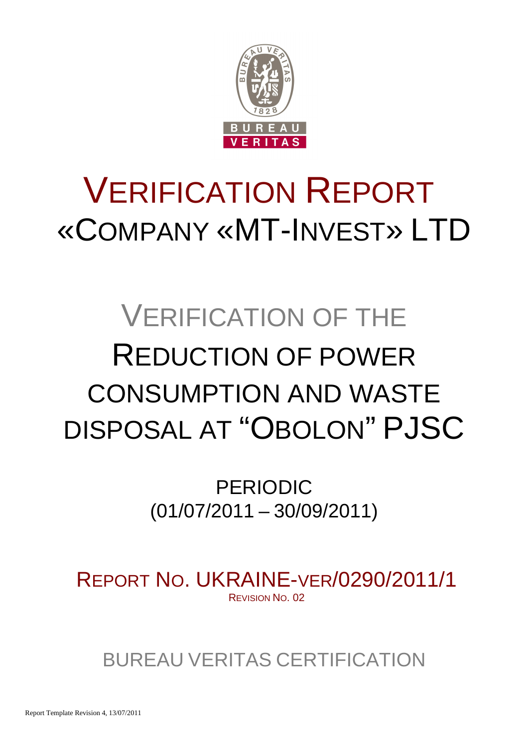# VERIFICATION REPORT
# «COMPANY «MT-INVEST» LTD

## VERIFICATION OF THE
## REDUCTION OF POWER CONSUMPTION AND WASTE DISPOSAL AT "OBOLON" PJSC

PERIODIC
(01/07/2011 – 30/09/2011)

REPORT NO. UKRAINE-VER/0290/2011/1
REVISION NO. 02

BUREAU VERITAS CERTIFICATION

Report Template Revision 4, 13/07/2011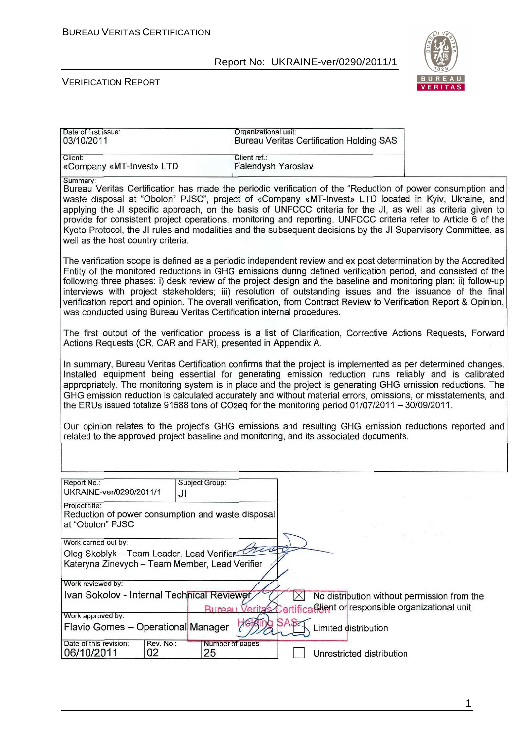| Date of first issue: 03/10/2011 | Organizational unit: Bureau Veritas Certification Holding SAS |
|---|---|
| Client: «Company «MT-Invest» LTD | Client ref.: Falendysh Yaroslav |

Summary:

Bureau Veritas Certification has made the periodic verification of the "Reduction of power consumption and waste disposal at "Obolon" PJSC", project of «Company «MT-Invest» LTD located in Kyiv, Ukraine, and applying the JI specific approach, on the basis of UNFCCC criteria for the JI, as well as criteria given to provide for consistent project operations, monitoring and reporting. UNFCCC criteria refer to Article 6 of the Kyoto Protocol, the JI rules and modalities and the subsequent decisions by the JI Supervisory Committee, as well as the host country criteria.

The verification scope is defined as a periodic independent review and ex post determination by the Accredited Entity of the monitored reductions in GHG emissions during defined verification period, and consisted of the following three phases: i) desk review of the project design and the baseline and monitoring plan; ii) follow-up interviews with project stakeholders; iii) resolution of outstanding issues and the issuance of the final verification report and opinion. The overall verification, from Contract Review to Verification Report & Opinion, was conducted using Bureau Veritas Certification internal procedures.

The first output of the verification process is a list of Clarification, Corrective Actions Requests, Forward Actions Requests (CR, CAR and FAR), presented in Appendix A.

In summary, Bureau Veritas Certification confirms that the project is implemented as per determined changes. Installed equipment being essential for generating emission reduction runs reliably and is calibrated appropriately. The monitoring system is in place and the project is generating GHG emission reductions. The GHG emission reduction is calculated accurately and without material errors, omissions, or misstatements, and the ERUs issued totalize 91588 tons of $CO_2$eq for the monitoring period 01/07/2011 – 30/09/2011.

Our opinion relates to the project's GHG emissions and resulting GHG emission reductions reported and related to the approved project baseline and monitoring, and its associated documents.

| Report No.: UKRAINE-ver/0290/2011/1 | Subject Group: JI | |
|---|---|---|
| Project title: Reduction of power consumption and waste disposal at "Obolon" PJSC | | |
| Work carried out by: Oleg Skoblyk – Team Leader, Lead Verifier; Kateryna Zinevych – Team Member, Lead Verifier | | |
| Work reviewed by: Ivan Sokolov - Internal Technical Reviewer | | ☒ No distribution without permission from the Client or responsible organizational unit |
| Work approved by: Flavio Gomes – Operational Manager | | ☐ Limited distribution |
| Date of this revision: 06/10/2011 | Rev. No.: 02 | Number of pages: 25 |
| | | ☐ Unrestricted distribution |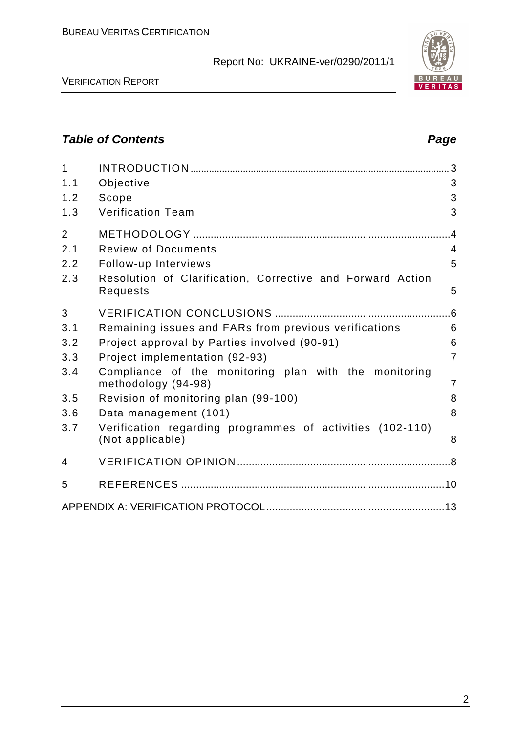## Table of Contents

| | | Page |
|---|---|---|
| 1 | INTRODUCTION | 3 |
| 1.1 | Objective | 3 |
| 1.2 | Scope | 3 |
| 1.3 | Verification Team | 3 |
| 2 | METHODOLOGY | 4 |
| 2.1 | Review of Documents | 4 |
| 2.2 | Follow-up Interviews | 5 |
| 2.3 | Resolution of Clarification, Corrective and Forward Action Requests | 5 |
| 3 | VERIFICATION CONCLUSIONS | 6 |
| 3.1 | Remaining issues and FARs from previous verifications | 6 |
| 3.2 | Project approval by Parties involved (90-91) | 6 |
| 3.3 | Project implementation (92-93) | 7 |
| 3.4 | Compliance of the monitoring plan with the monitoring methodology (94-98) | 7 |
| 3.5 | Revision of monitoring plan (99-100) | 8 |
| 3.6 | Data management (101) | 8 |
| 3.7 | Verification regarding programmes of activities (102-110) (Not applicable) | 8 |
| 4 | VERIFICATION OPINION | 8 |
| 5 | REFERENCES | 10 |
| | APPENDIX A: VERIFICATION PROTOCOL | 13 |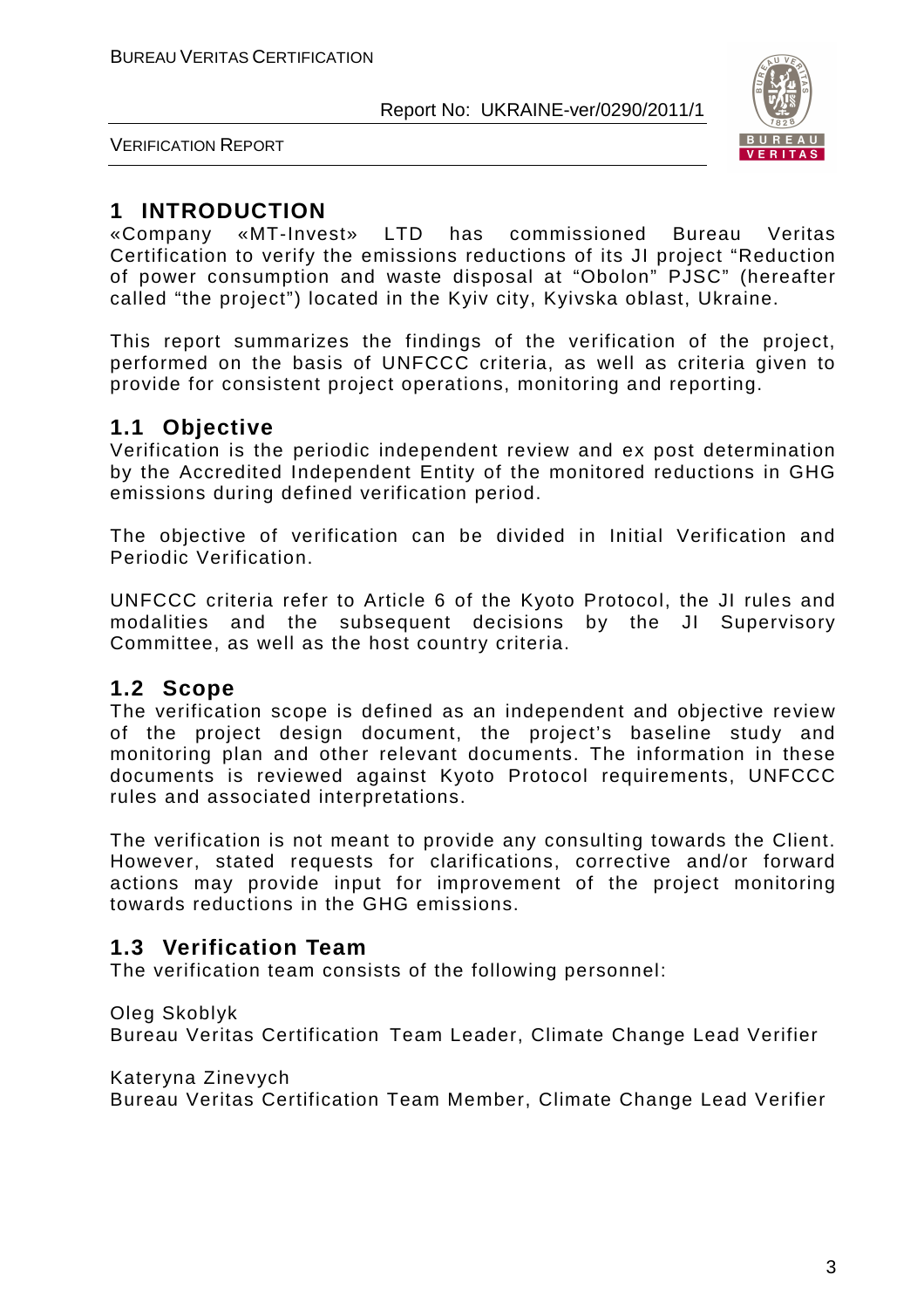# 1 INTRODUCTION

«Company «MT-Invest» LTD has commissioned Bureau Veritas Certification to verify the emissions reductions of its JI project "Reduction of power consumption and waste disposal at "Obolon" PJSC" (hereafter called "the project") located in the Kyiv city, Kyivska oblast, Ukraine.

This report summarizes the findings of the verification of the project, performed on the basis of UNFCCC criteria, as well as criteria given to provide for consistent project operations, monitoring and reporting.

## 1.1 Objective

Verification is the periodic independent review and ex post determination by the Accredited Independent Entity of the monitored reductions in GHG emissions during defined verification period.

The objective of verification can be divided in Initial Verification and Periodic Verification.

UNFCCC criteria refer to Article 6 of the Kyoto Protocol, the JI rules and modalities and the subsequent decisions by the JI Supervisory Committee, as well as the host country criteria.

## 1.2 Scope

The verification scope is defined as an independent and objective review of the project design document, the project's baseline study and monitoring plan and other relevant documents. The information in these documents is reviewed against Kyoto Protocol requirements, UNFCCC rules and associated interpretations.

The verification is not meant to provide any consulting towards the Client. However, stated requests for clarifications, corrective and/or forward actions may provide input for improvement of the project monitoring towards reductions in the GHG emissions.

## 1.3 Verification Team

The verification team consists of the following personnel:

Oleg Skoblyk
Bureau Veritas Certification Team Leader, Climate Change Lead Verifier

Kateryna Zinevych
Bureau Veritas Certification Team Member, Climate Change Lead Verifier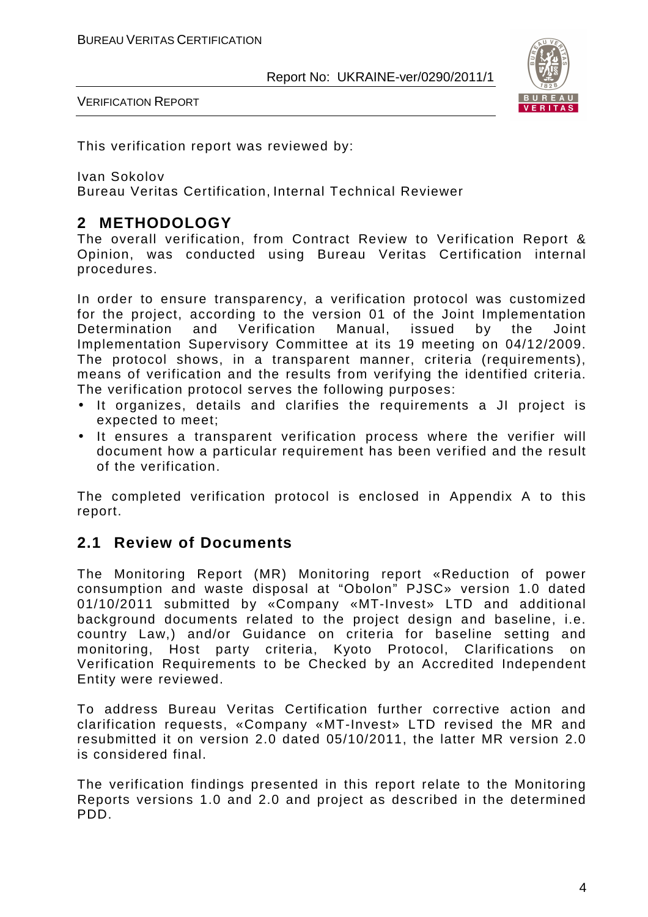This verification report was reviewed by:

Ivan Sokolov
Bureau Veritas Certification, Internal Technical Reviewer

# 2 METHODOLOGY

The overall verification, from Contract Review to Verification Report & Opinion, was conducted using Bureau Veritas Certification internal procedures.

In order to ensure transparency, a verification protocol was customized for the project, according to the version 01 of the Joint Implementation Determination and Verification Manual, issued by the Joint Implementation Supervisory Committee at its 19 meeting on 04/12/2009. The protocol shows, in a transparent manner, criteria (requirements), means of verification and the results from verifying the identified criteria. The verification protocol serves the following purposes:

- It organizes, details and clarifies the requirements a JI project is expected to meet;
- It ensures a transparent verification process where the verifier will document how a particular requirement has been verified and the result of the verification.

The completed verification protocol is enclosed in Appendix A to this report.

## 2.1 Review of Documents

The Monitoring Report (MR) Monitoring report «Reduction of power consumption and waste disposal at "Obolon" PJSC» version 1.0 dated 01/10/2011 submitted by «Company «MT-Invest» LTD and additional background documents related to the project design and baseline, i.e. country Law,) and/or Guidance on criteria for baseline setting and monitoring, Host party criteria, Kyoto Protocol, Clarifications on Verification Requirements to be Checked by an Accredited Independent Entity were reviewed.

To address Bureau Veritas Certification further corrective action and clarification requests, «Company «MT-Invest» LTD revised the MR and resubmitted it on version 2.0 dated 05/10/2011, the latter MR version 2.0 is considered final.

The verification findings presented in this report relate to the Monitoring Reports versions 1.0 and 2.0 and project as described in the determined PDD.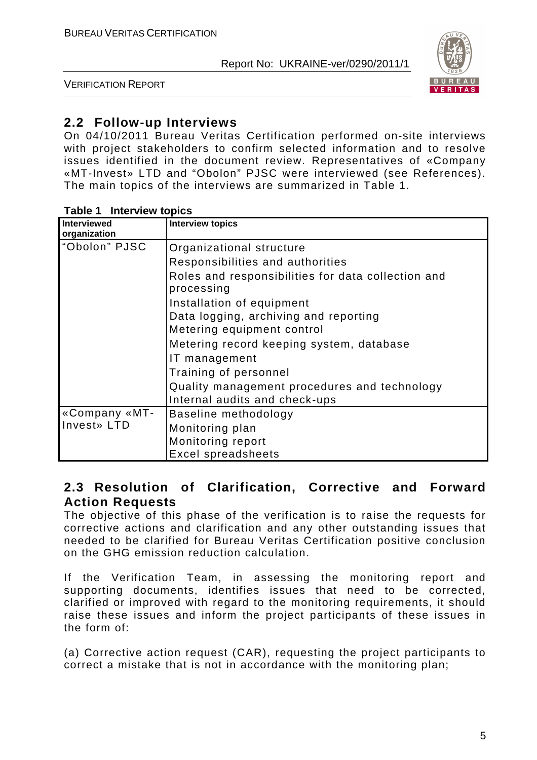## 2.2 Follow-up Interviews

On 04/10/2011 Bureau Veritas Certification performed on-site interviews with project stakeholders to confirm selected information and to resolve issues identified in the document review. Representatives of «Company «MT-Invest» LTD and "Obolon" PJSC were interviewed (see References). The main topics of the interviews are summarized in Table 1.

**Table 1 Interview topics**

| Interviewed organization | Interview topics |
|---|---|
| "Obolon" PJSC | Organizational structure<br>Responsibilities and authorities<br>Roles and responsibilities for data collection and processing<br>Installation of equipment<br>Data logging, archiving and reporting<br>Metering equipment control<br>Metering record keeping system, database<br>IT management<br>Training of personnel<br>Quality management procedures and technology<br>Internal audits and check-ups |
| «Company «MT-Invest» LTD | Baseline methodology<br>Monitoring plan<br>Monitoring report<br>Excel spreadsheets |

## 2.3 Resolution of Clarification, Corrective and Forward Action Requests

The objective of this phase of the verification is to raise the requests for corrective actions and clarification and any other outstanding issues that needed to be clarified for Bureau Veritas Certification positive conclusion on the GHG emission reduction calculation.

If the Verification Team, in assessing the monitoring report and supporting documents, identifies issues that need to be corrected, clarified or improved with regard to the monitoring requirements, it should raise these issues and inform the project participants of these issues in the form of:

(a) Corrective action request (CAR), requesting the project participants to correct a mistake that is not in accordance with the monitoring plan;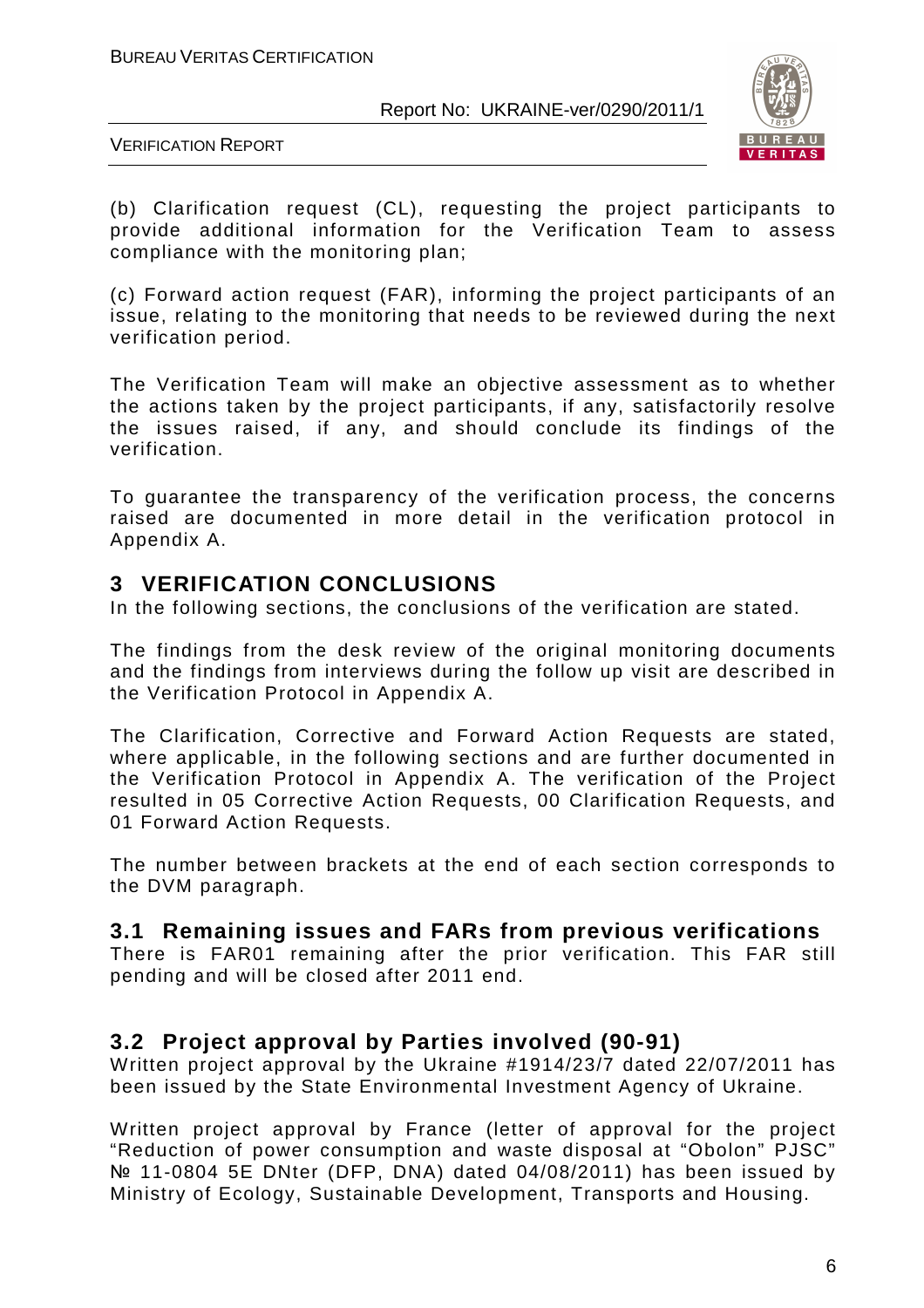(b) Clarification request (CL), requesting the project participants to provide additional information for the Verification Team to assess compliance with the monitoring plan;

(c) Forward action request (FAR), informing the project participants of an issue, relating to the monitoring that needs to be reviewed during the next verification period.

The Verification Team will make an objective assessment as to whether the actions taken by the project participants, if any, satisfactorily resolve the issues raised, if any, and should conclude its findings of the verification.

To guarantee the transparency of the verification process, the concerns raised are documented in more detail in the verification protocol in Appendix A.

## 3 VERIFICATION CONCLUSIONS

In the following sections, the conclusions of the verification are stated.

The findings from the desk review of the original monitoring documents and the findings from interviews during the follow up visit are described in the Verification Protocol in Appendix A.

The Clarification, Corrective and Forward Action Requests are stated, where applicable, in the following sections and are further documented in the Verification Protocol in Appendix A. The verification of the Project resulted in 05 Corrective Action Requests, 00 Clarification Requests, and 01 Forward Action Requests.

The number between brackets at the end of each section corresponds to the DVM paragraph.

### 3.1 Remaining issues and FARs from previous verifications

There is FAR01 remaining after the prior verification. This FAR still pending and will be closed after 2011 end.

### 3.2 Project approval by Parties involved (90-91)

Written project approval by the Ukraine #1914/23/7 dated 22/07/2011 has been issued by the State Environmental Investment Agency of Ukraine.

Written project approval by France (letter of approval for the project "Reduction of power consumption and waste disposal at "Obolon" PJSC" № 11-0804 5E DNter (DFP, DNA) dated 04/08/2011) has been issued by Ministry of Ecology, Sustainable Development, Transports and Housing.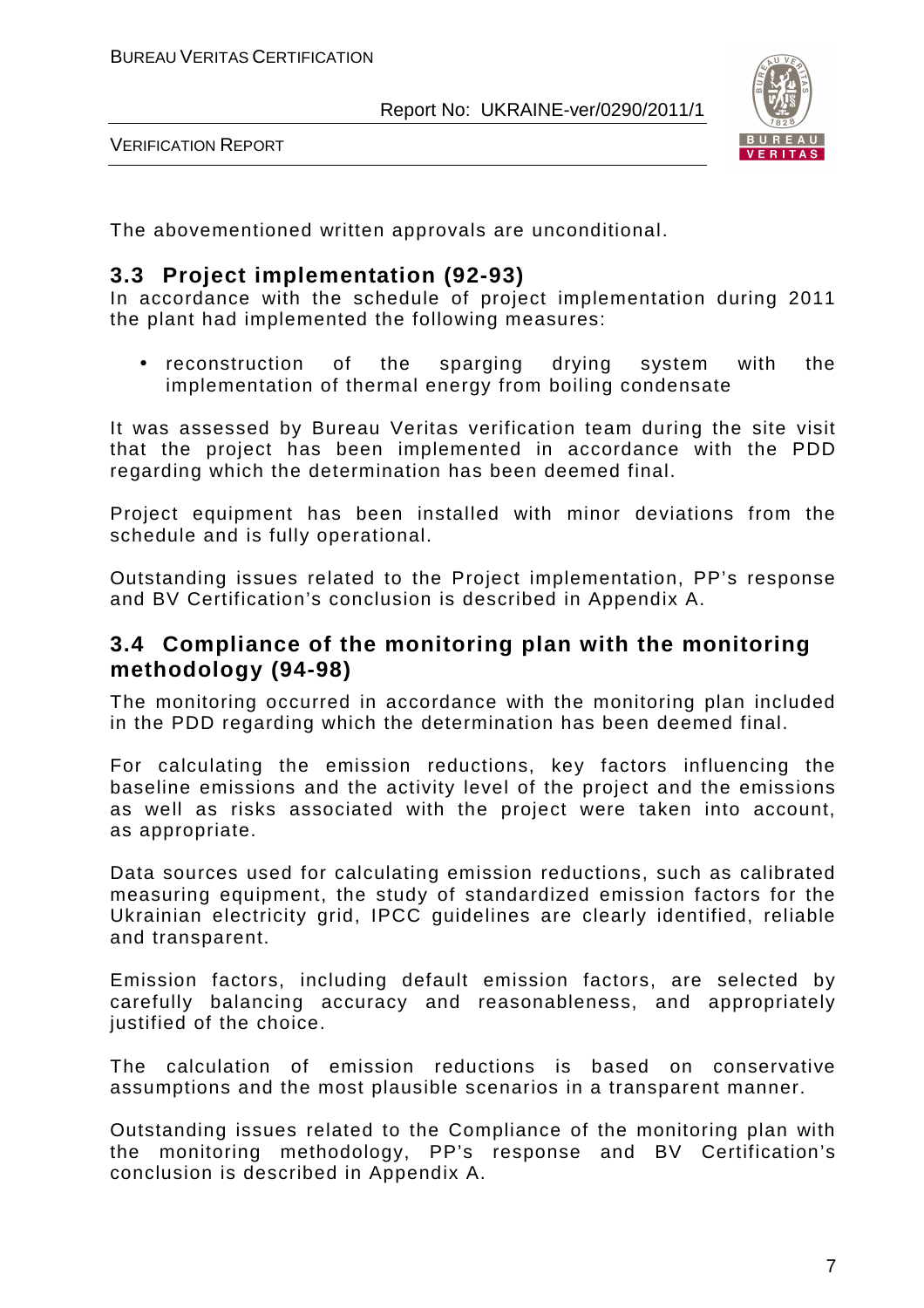The abovementioned written approvals are unconditional.

## 3.3 Project implementation (92-93)

In accordance with the schedule of project implementation during 2011 the plant had implemented the following measures:

- reconstruction of the sparging drying system with the implementation of thermal energy from boiling condensate

It was assessed by Bureau Veritas verification team during the site visit that the project has been implemented in accordance with the PDD regarding which the determination has been deemed final.

Project equipment has been installed with minor deviations from the schedule and is fully operational.

Outstanding issues related to the Project implementation, PP's response and BV Certification's conclusion is described in Appendix A.

## 3.4 Compliance of the monitoring plan with the monitoring methodology (94-98)

The monitoring occurred in accordance with the monitoring plan included in the PDD regarding which the determination has been deemed final.

For calculating the emission reductions, key factors influencing the baseline emissions and the activity level of the project and the emissions as well as risks associated with the project were taken into account, as appropriate.

Data sources used for calculating emission reductions, such as calibrated measuring equipment, the study of standardized emission factors for the Ukrainian electricity grid, IPCC guidelines are clearly identified, reliable and transparent.

Emission factors, including default emission factors, are selected by carefully balancing accuracy and reasonableness, and appropriately justified of the choice.

The calculation of emission reductions is based on conservative assumptions and the most plausible scenarios in a transparent manner.

Outstanding issues related to the Compliance of the monitoring plan with the monitoring methodology, PP's response and BV Certification's conclusion is described in Appendix A.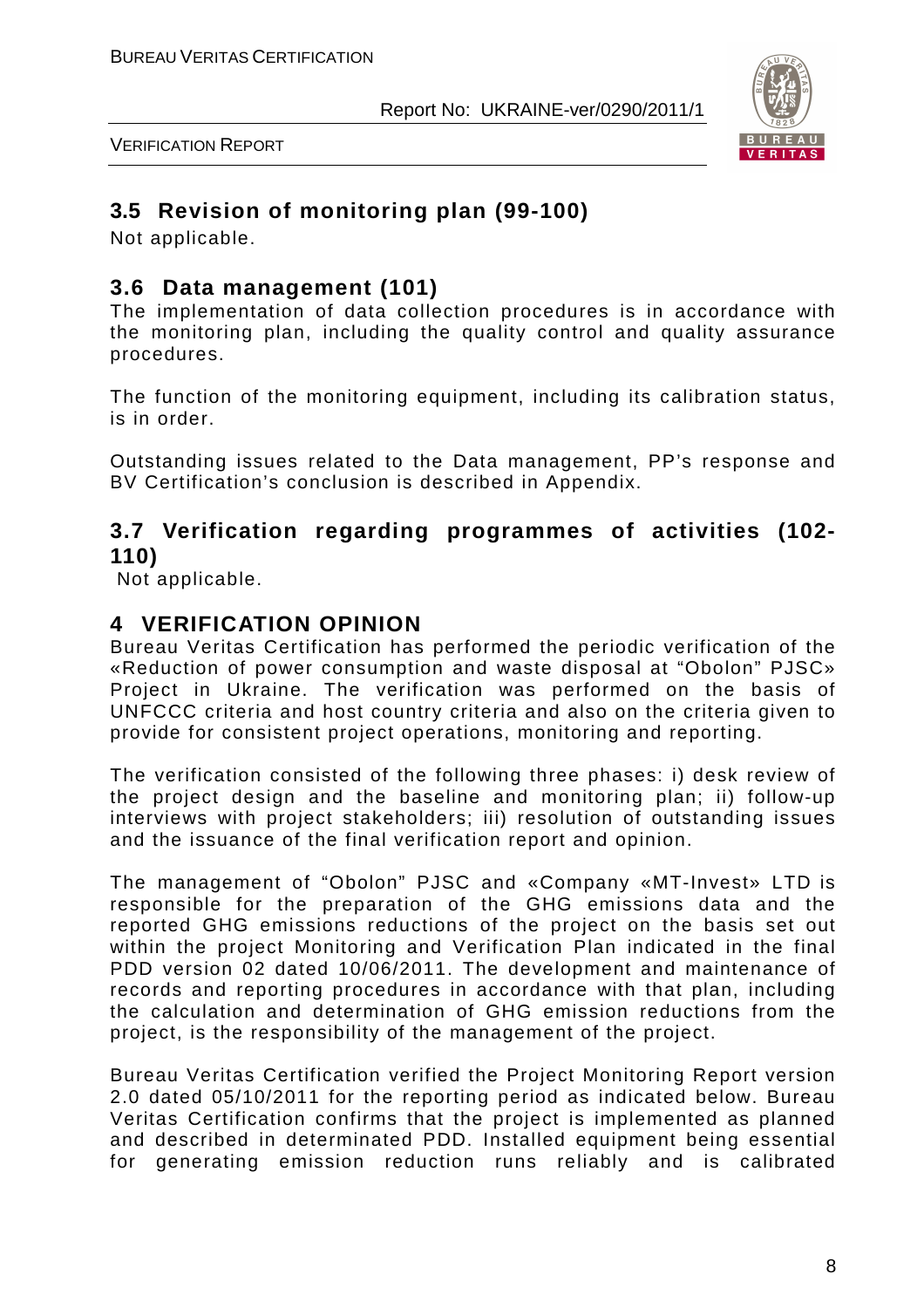## 3.5 Revision of monitoring plan (99-100)

Not applicable.

## 3.6 Data management (101)

The implementation of data collection procedures is in accordance with the monitoring plan, including the quality control and quality assurance procedures.

The function of the monitoring equipment, including its calibration status, is in order.

Outstanding issues related to the Data management, PP's response and BV Certification's conclusion is described in Appendix.

## 3.7 Verification regarding programmes of activities (102-110)

Not applicable.

# 4 VERIFICATION OPINION

Bureau Veritas Certification has performed the periodic verification of the «Reduction of power consumption and waste disposal at "Obolon" PJSC» Project in Ukraine. The verification was performed on the basis of UNFCCC criteria and host country criteria and also on the criteria given to provide for consistent project operations, monitoring and reporting.

The verification consisted of the following three phases: i) desk review of the project design and the baseline and monitoring plan; ii) follow-up interviews with project stakeholders; iii) resolution of outstanding issues and the issuance of the final verification report and opinion.

The management of "Obolon" PJSC and «Company «MT-Invest» LTD is responsible for the preparation of the GHG emissions data and the reported GHG emissions reductions of the project on the basis set out within the project Monitoring and Verification Plan indicated in the final PDD version 02 dated 10/06/2011. The development and maintenance of records and reporting procedures in accordance with that plan, including the calculation and determination of GHG emission reductions from the project, is the responsibility of the management of the project.

Bureau Veritas Certification verified the Project Monitoring Report version 2.0 dated 05/10/2011 for the reporting period as indicated below. Bureau Veritas Certification confirms that the project is implemented as planned and described in determinated PDD. Installed equipment being essential for generating emission reduction runs reliably and is calibrated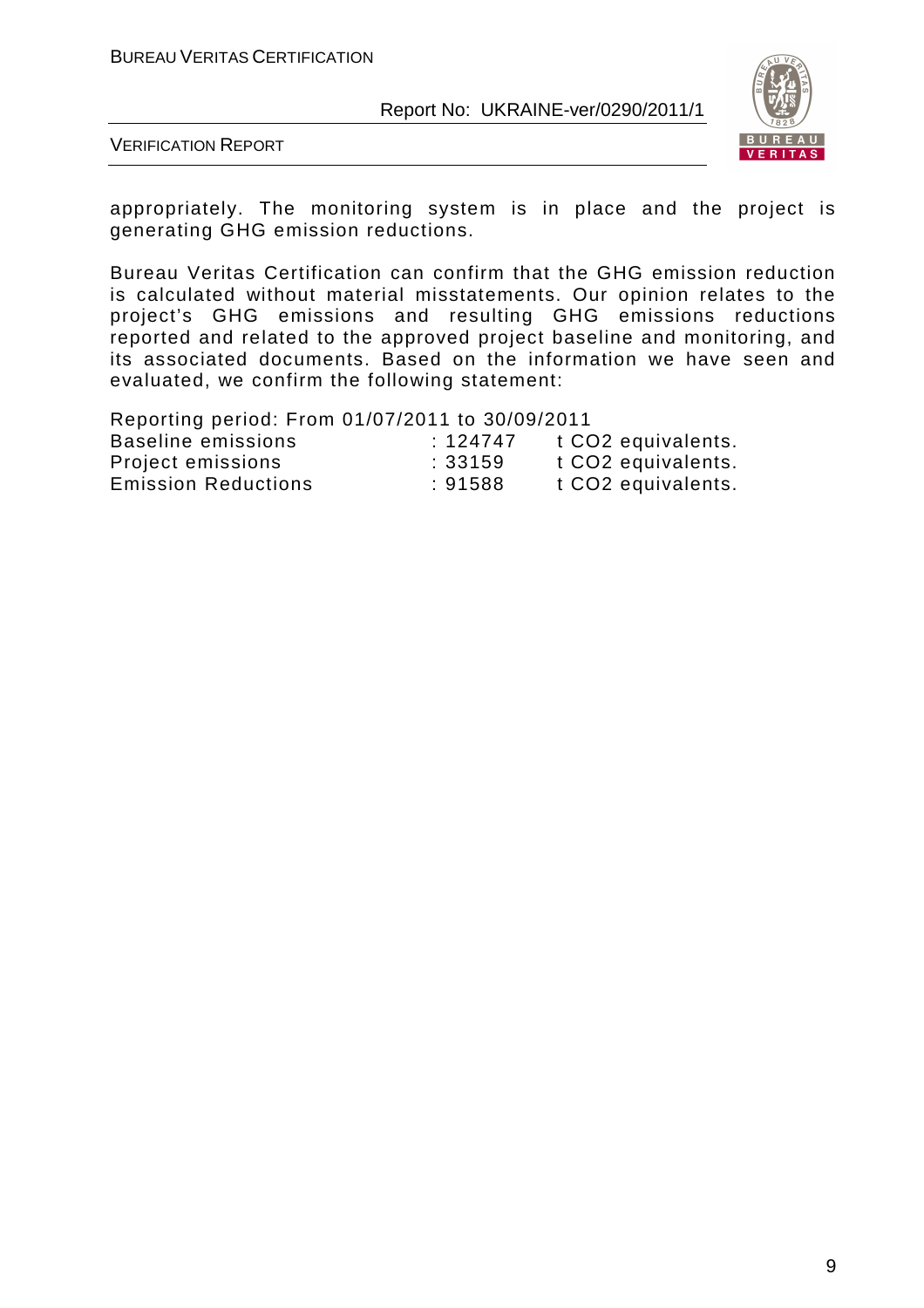appropriately. The monitoring system is in place and the project is generating GHG emission reductions.

Bureau Veritas Certification can confirm that the GHG emission reduction is calculated without material misstatements. Our opinion relates to the project's GHG emissions and resulting GHG emissions reductions reported and related to the approved project baseline and monitoring, and its associated documents. Based on the information we have seen and evaluated, we confirm the following statement:

Reporting period: From 01/07/2011 to 30/09/2011

| | | |
|---|---|---|
| Baseline emissions | : 124747 | t CO2 equivalents. |
| Project emissions | : 33159 | t CO2 equivalents. |
| Emission Reductions | : 91588 | t CO2 equivalents. |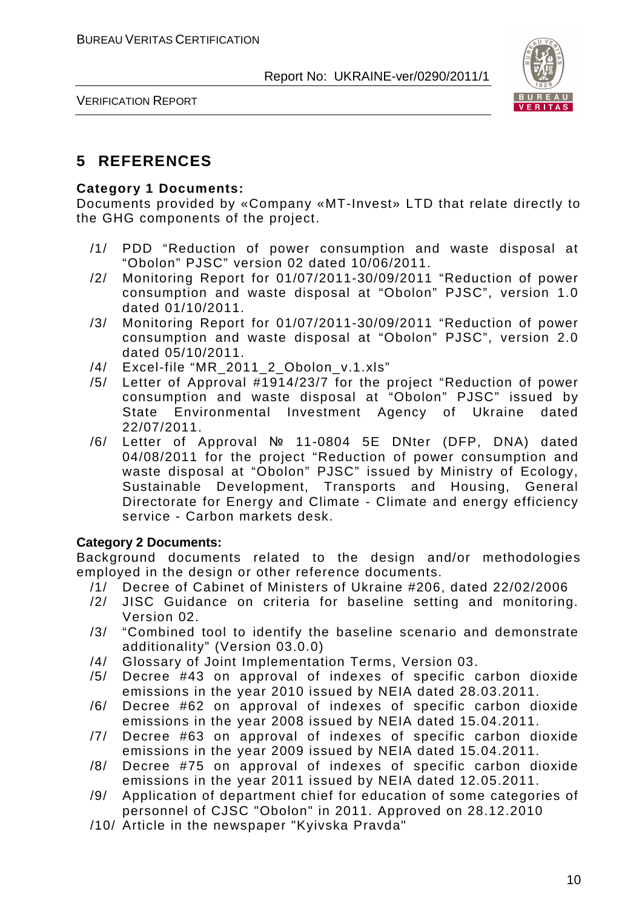# 5 REFERENCES

**Category 1 Documents:**
Documents provided by «Company «MT-Invest» LTD that relate directly to the GHG components of the project.

/1/ PDD "Reduction of power consumption and waste disposal at "Obolon" PJSC" version 02 dated 10/06/2011.
/2/ Monitoring Report for 01/07/2011-30/09/2011 "Reduction of power consumption and waste disposal at "Obolon" PJSC", version 1.0 dated 01/10/2011.
/3/ Monitoring Report for 01/07/2011-30/09/2011 "Reduction of power consumption and waste disposal at "Obolon" PJSC", version 2.0 dated 05/10/2011.
/4/ Excel-file "MR_2011_2_Obolon_v.1.xls"
/5/ Letter of Approval #1914/23/7 for the project "Reduction of power consumption and waste disposal at "Obolon" PJSC" issued by State Environmental Investment Agency of Ukraine dated 22/07/2011.
/6/ Letter of Approval № 11-0804 5E DNter (DFP, DNA) dated 04/08/2011 for the project "Reduction of power consumption and waste disposal at "Obolon" PJSC" issued by Ministry of Ecology, Sustainable Development, Transports and Housing, General Directorate for Energy and Climate - Climate and energy efficiency service - Carbon markets desk.

**Category 2 Documents:**
Background documents related to the design and/or methodologies employed in the design or other reference documents.

/1/ Decree of Cabinet of Ministers of Ukraine #206, dated 22/02/2006
/2/ JISC Guidance on criteria for baseline setting and monitoring. Version 02.
/3/ "Combined tool to identify the baseline scenario and demonstrate additionality" (Version 03.0.0)
/4/ Glossary of Joint Implementation Terms, Version 03.
/5/ Decree #43 on approval of indexes of specific carbon dioxide emissions in the year 2010 issued by NEIA dated 28.03.2011.
/6/ Decree #62 on approval of indexes of specific carbon dioxide emissions in the year 2008 issued by NEIA dated 15.04.2011.
/7/ Decree #63 on approval of indexes of specific carbon dioxide emissions in the year 2009 issued by NEIA dated 15.04.2011.
/8/ Decree #75 on approval of indexes of specific carbon dioxide emissions in the year 2011 issued by NEIA dated 12.05.2011.
/9/ Application of department chief for education of some categories of personnel of CJSC "Obolon" in 2011. Approved on 28.12.2010
/10/ Article in the newspaper "Kyivska Pravda"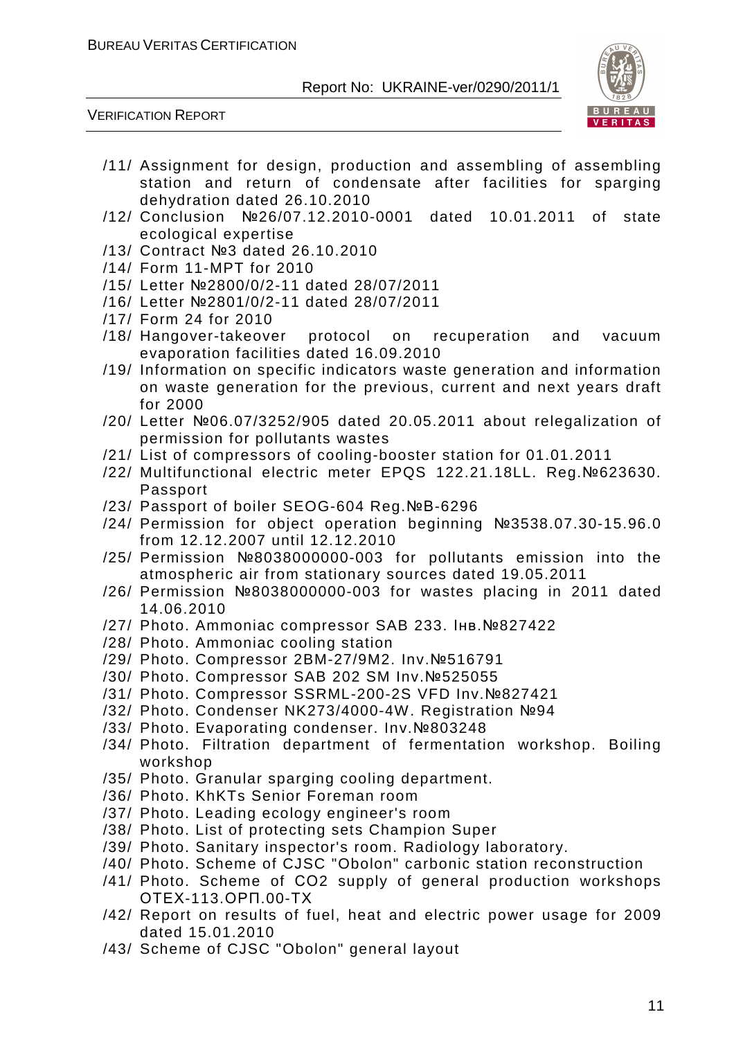/11/ Assignment for design, production and assembling of assembling station and return of condensate after facilities for sparging dehydration dated 26.10.2010

/12/ Conclusion №26/07.12.2010-0001 dated 10.01.2011 of state ecological expertise

/13/ Contract №3 dated 26.10.2010

/14/ Form 11-MPT for 2010

/15/ Letter №2800/0/2-11 dated 28/07/2011

/16/ Letter №2801/0/2-11 dated 28/07/2011

/17/ Form 24 for 2010

/18/ Hangover-takeover protocol on recuperation and vacuum evaporation facilities dated 16.09.2010

/19/ Information on specific indicators waste generation and information on waste generation for the previous, current and next years draft for 2000

/20/ Letter №06.07/3252/905 dated 20.05.2011 about relegalization of permission for pollutants wastes

/21/ List of compressors of cooling-booster station for 01.01.2011

/22/ Multifunctional electric meter EPQS 122.21.18LL. Reg.№623630. Passport

/23/ Passport of boiler SEOG-604 Reg.№B-6296

/24/ Permission for object operation beginning №3538.07.30-15.96.0 from 12.12.2007 until 12.12.2010

/25/ Permission №8038000000-003 for pollutants emission into the atmospheric air from stationary sources dated 19.05.2011

/26/ Permission №8038000000-003 for wastes placing in 2011 dated 14.06.2010

/27/ Photo. Ammoniac compressor SAB 233. Інв.№827422

/28/ Photo. Ammoniac cooling station

/29/ Photo. Compressor 2BM-27/9M2. Inv.№516791

/30/ Photo. Compressor SAB 202 SM Inv.№525055

/31/ Photo. Compressor SSRML-200-2S VFD Inv.№827421

/32/ Photo. Condenser NK273/4000-4W. Registration №94

/33/ Photo. Evaporating condenser. Inv.№803248

/34/ Photo. Filtration department of fermentation workshop. Boiling workshop

/35/ Photo. Granular sparging cooling department.

/36/ Photo. KhKTs Senior Foreman room

/37/ Photo. Leading ecology engineer's room

/38/ Photo. List of protecting sets Champion Super

/39/ Photo. Sanitary inspector's room. Radiology laboratory.

/40/ Photo. Scheme of CJSC "Obolon" carbonic station reconstruction

/41/ Photo. Scheme of CO2 supply of general production workshops ОТЕХ-113.ОРП.00-ТХ

/42/ Report on results of fuel, heat and electric power usage for 2009 dated 15.01.2010

/43/ Scheme of CJSC "Obolon" general layout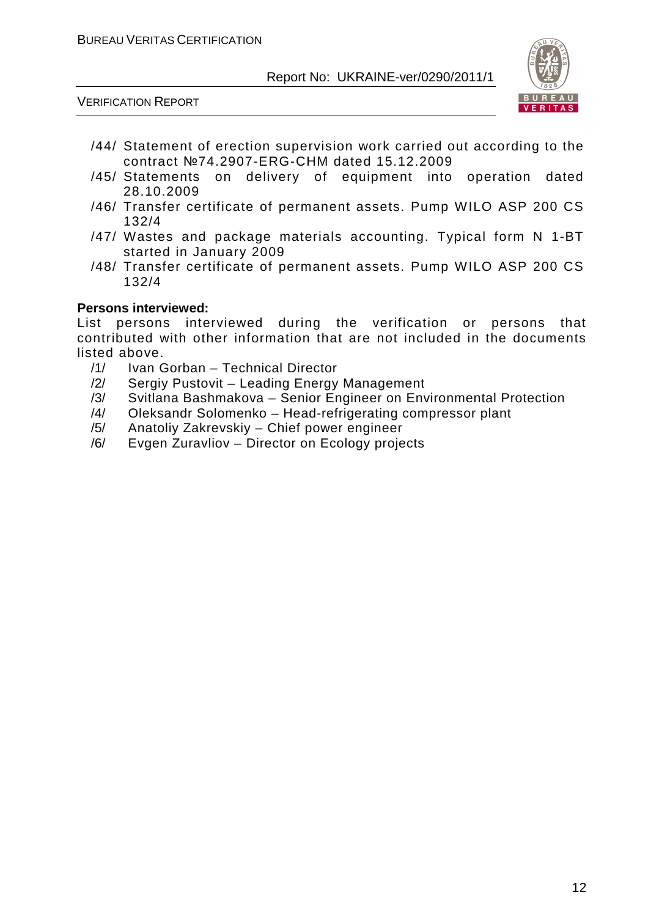/44/ Statement of erection supervision work carried out according to the contract №74.2907-ERG-CHM dated 15.12.2009

/45/ Statements on delivery of equipment into operation dated 28.10.2009

/46/ Transfer certificate of permanent assets. Pump WILO ASP 200 CS 132/4

/47/ Wastes and package materials accounting. Typical form N 1-BT started in January 2009

/48/ Transfer certificate of permanent assets. Pump WILO ASP 200 CS 132/4

**Persons interviewed:**

List persons interviewed during the verification or persons that contributed with other information that are not included in the documents listed above.

/1/ Ivan Gorban – Technical Director

/2/ Sergiy Pustovit – Leading Energy Management

/3/ Svitlana Bashmakova – Senior Engineer on Environmental Protection

/4/ Oleksandr Solomenko – Head-refrigerating compressor plant

/5/ Anatoliy Zakrevskiy – Chief power engineer

/6/ Evgen Zuravliov – Director on Ecology projects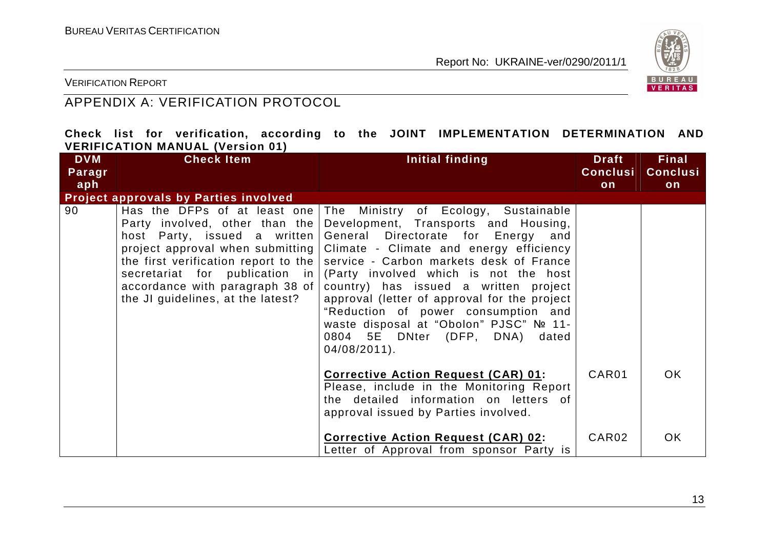## APPENDIX A: VERIFICATION PROTOCOL

**Check list for verification, according to the JOINT IMPLEMENTATION DETERMINATION AND VERIFICATION MANUAL (Version 01)**

| DVM Paragraph | Check Item | Initial finding | Draft Conclusion | Final Conclusion |
|---|---|---|---|---|
| **Project approvals by Parties involved** | | | | |
| 90 | Has the DFPs of at least one Party involved, other than the host Party, issued a written project approval when submitting the first verification report to the secretariat for publication in accordance with paragraph 38 of the JI guidelines, at the latest? | The Ministry of Ecology, Sustainable Development, Transports and Housing, General Directorate for Energy and Climate - Climate and energy efficiency service - Carbon markets desk of France (Party involved which is not the host country) has issued a written project approval (letter of approval for the project "Reduction of power consumption and waste disposal at "Obolon" PJSC" № 11-0804 5E DNter (DFP, DNA) dated 04/08/2011). | | |
| | | **Corrective Action Request (CAR) 01:** Please, include in the Monitoring Report the detailed information on letters of approval issued by Parties involved. | CAR01 | OK |
| | | **Corrective Action Request (CAR) 02:** Letter of Approval from sponsor Party is | CAR02 | OK |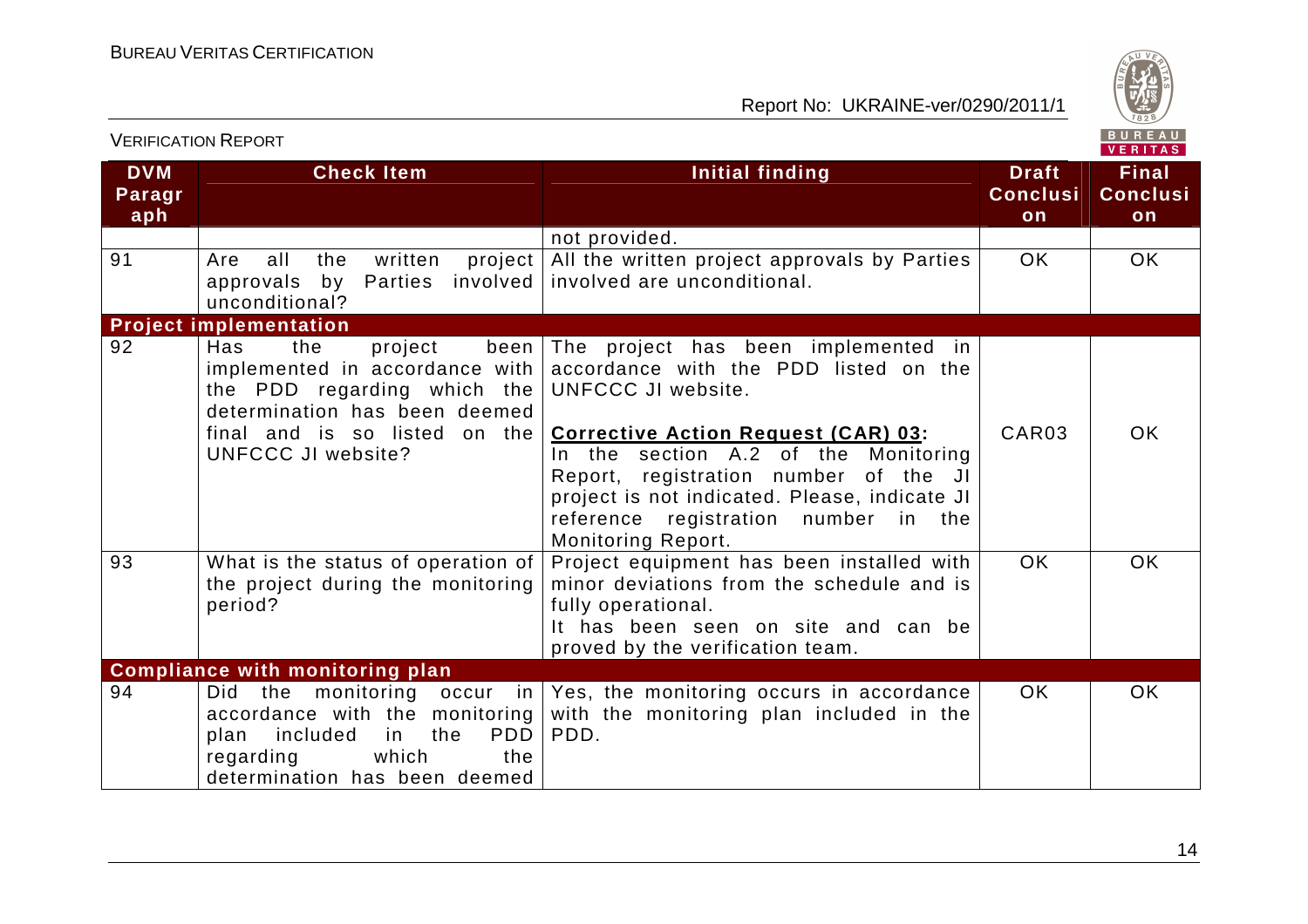| DVM Paragraph | Check Item | Initial finding | Draft Conclusion | Final Conclusion |
|---|---|---|---|---|
| | | not provided. | | |
| 91 | Are all the written project approvals by Parties involved unconditional? | All the written project approvals by Parties involved are unconditional. | OK | OK |
| **Project implementation** | | | | |
| 92 | Has the project been implemented in accordance with the PDD regarding which the determination has been deemed final and is so listed on the UNFCCC JI website? | The project has been implemented in accordance with the PDD listed on the UNFCCC JI website.<br><br>**Corrective Action Request (CAR) 03:**<br>In the section A.2 of the Monitoring Report, registration number of the JI project is not indicated. Please, indicate JI reference registration number in the Monitoring Report. | CAR03 | OK |
| 93 | What is the status of operation of the project during the monitoring period? | Project equipment has been installed with minor deviations from the schedule and is fully operational.<br>It has been seen on site and can be proved by the verification team. | OK | OK |
| **Compliance with monitoring plan** | | | | |
| 94 | Did the monitoring occur in accordance with the monitoring plan included in the PDD regarding which the determination has been deemed | Yes, the monitoring occurs in accordance with the monitoring plan included in the PDD. | OK | OK |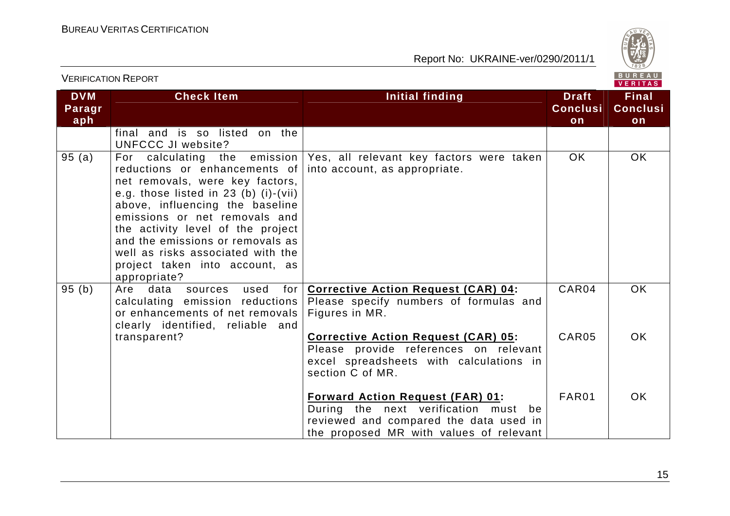| DVM Paragraph | Check Item | Initial finding | Draft Conclusion | Final Conclusion |
|---|---|---|---|---|
| | final and is so listed on the UNFCCC JI website? | | | |
| 95 (a) | For calculating the emission reductions or enhancements of net removals, were key factors, e.g. those listed in 23 (b) (i)-(vii) above, influencing the baseline emissions or net removals and the activity level of the project and the emissions or removals as well as risks associated with the project taken into account, as appropriate? | Yes, all relevant key factors were taken into account, as appropriate. | OK | OK |
| 95 (b) | Are data sources used for calculating emission reductions or enhancements of net removals clearly identified, reliable and transparent? | **Corrective Action Request (CAR) 04:** Please specify numbers of formulas and Figures in MR. | CAR04 | OK |
| | | **Corrective Action Request (CAR) 05:** Please provide references on relevant excel spreadsheets with calculations in section C of MR. | CAR05 | OK |
| | | **Forward Action Request (FAR) 01:** During the next verification must be reviewed and compared the data used in the proposed MR with values of relevant | FAR01 | OK |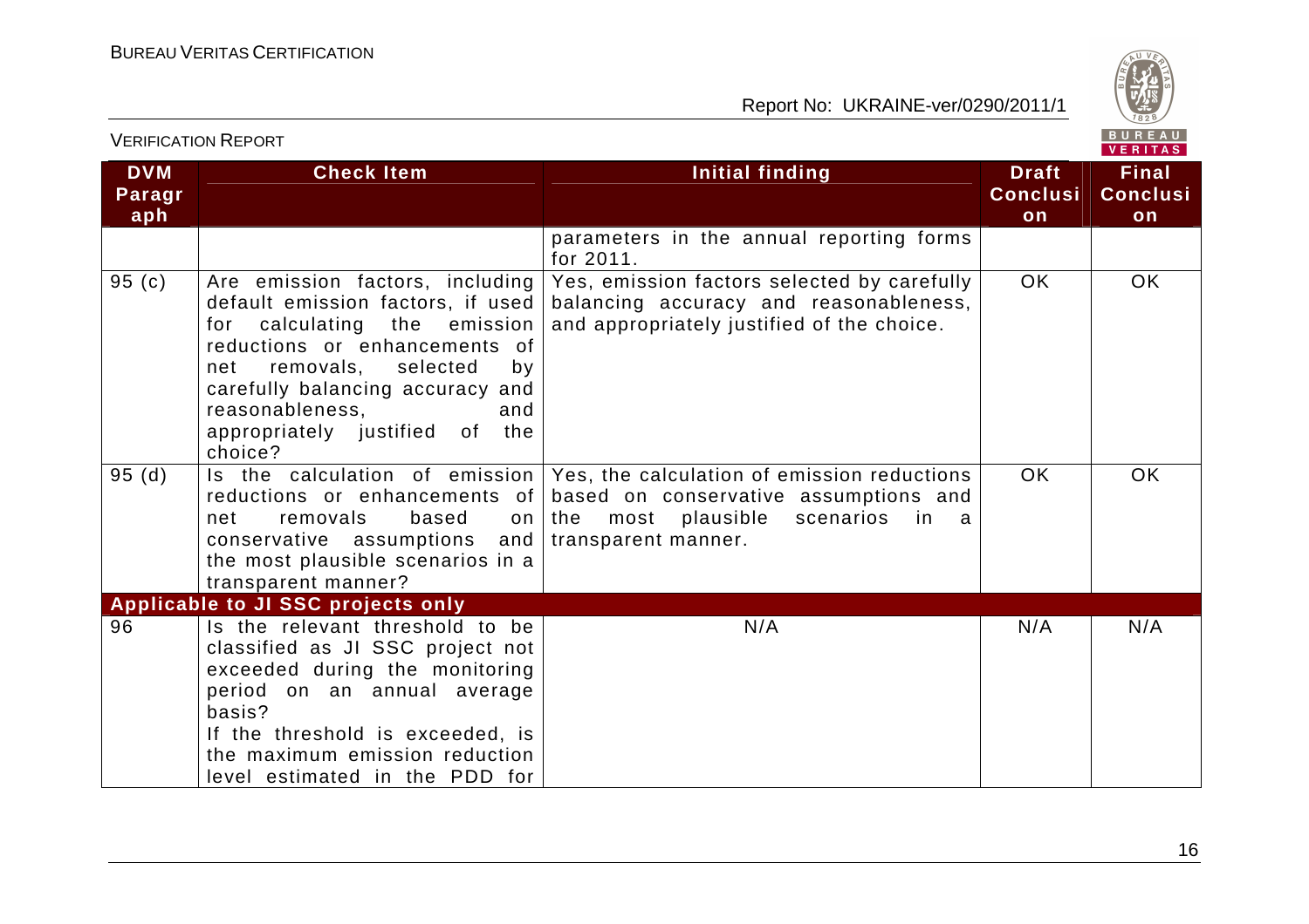| DVM Paragraph | Check Item | Initial finding | Draft Conclusion | Final Conclusion |
|---|---|---|---|---|
| | | parameters in the annual reporting forms for 2011. | | |
| 95 (c) | Are emission factors, including default emission factors, if used for calculating the emission reductions or enhancements of net removals, selected by carefully balancing accuracy and reasonableness, and appropriately justified of the choice? | Yes, emission factors selected by carefully balancing accuracy and reasonableness, and appropriately justified of the choice. | OK | OK |
| 95 (d) | Is the calculation of emission reductions or enhancements of net removals based on conservative assumptions and the most plausible scenarios in a transparent manner? | Yes, the calculation of emission reductions based on conservative assumptions and the most plausible scenarios in a transparent manner. | OK | OK |
| **Applicable to JI SSC projects only** | | | | |
| 96 | Is the relevant threshold to be classified as JI SSC project not exceeded during the monitoring period on an annual average basis?<br>If the threshold is exceeded, is the maximum emission reduction level estimated in the PDD for | N/A | N/A | N/A |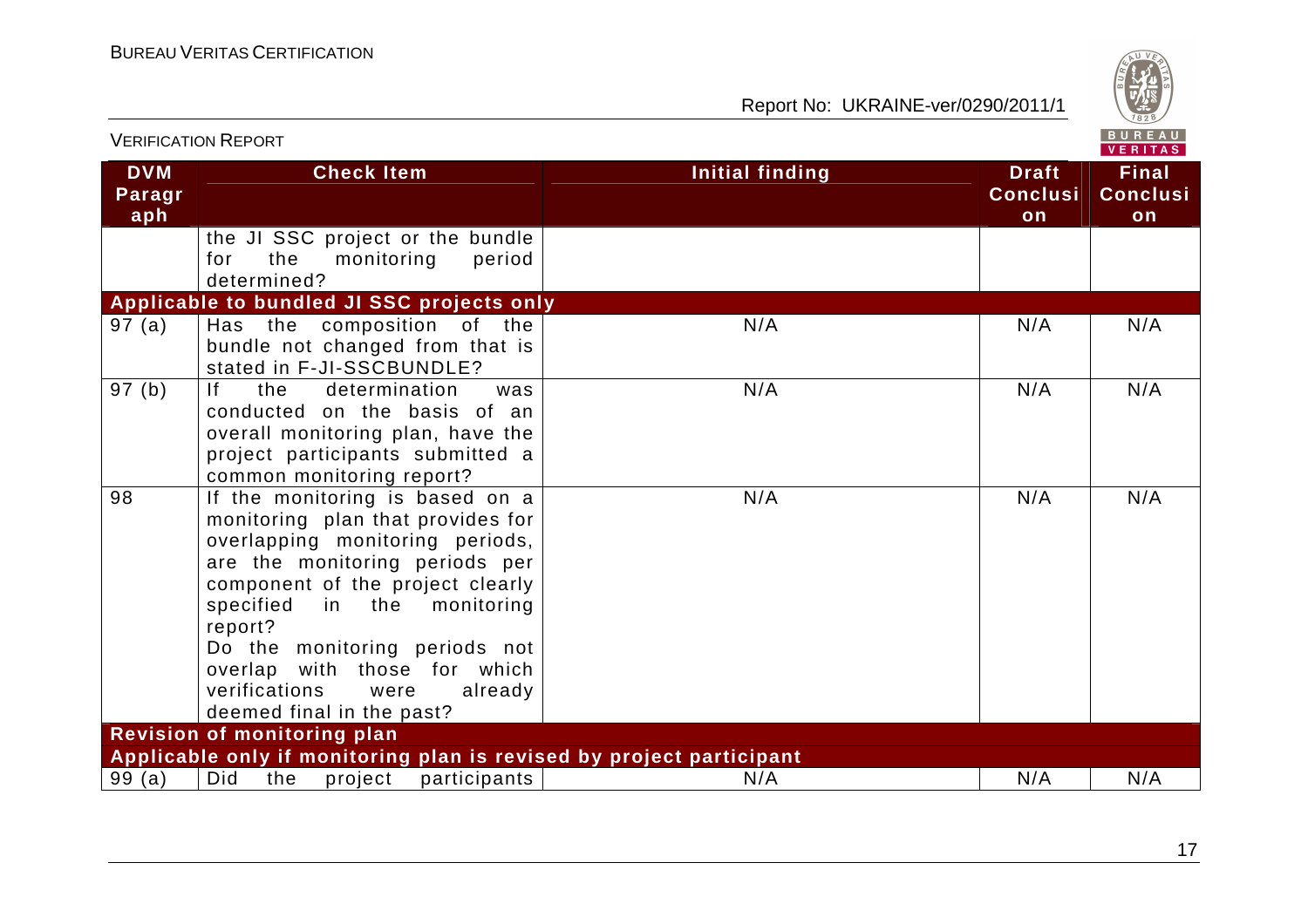| DVM Paragraph | Check Item | Initial finding | Draft Conclusion | Final Conclusion |
|---|---|---|---|---|
| | the JI SSC project or the bundle for the monitoring period determined? | | | |
| **Applicable to bundled JI SSC projects only** | | | | |
| 97 (a) | Has the composition of the bundle not changed from that is stated in F-JI-SSCBUNDLE? | N/A | N/A | N/A |
| 97 (b) | If the determination was conducted on the basis of an overall monitoring plan, have the project participants submitted a common monitoring report? | N/A | N/A | N/A |
| 98 | If the monitoring is based on a monitoring plan that provides for overlapping monitoring periods, are the monitoring periods per component of the project clearly specified in the monitoring report?<br>Do the monitoring periods not overlap with those for which verifications were already deemed final in the past? | N/A | N/A | N/A |
| **Revision of monitoring plan** | | | | |
| **Applicable only if monitoring plan is revised by project participant** | | | | |
| 99 (a) | Did the project participants | N/A | N/A | N/A |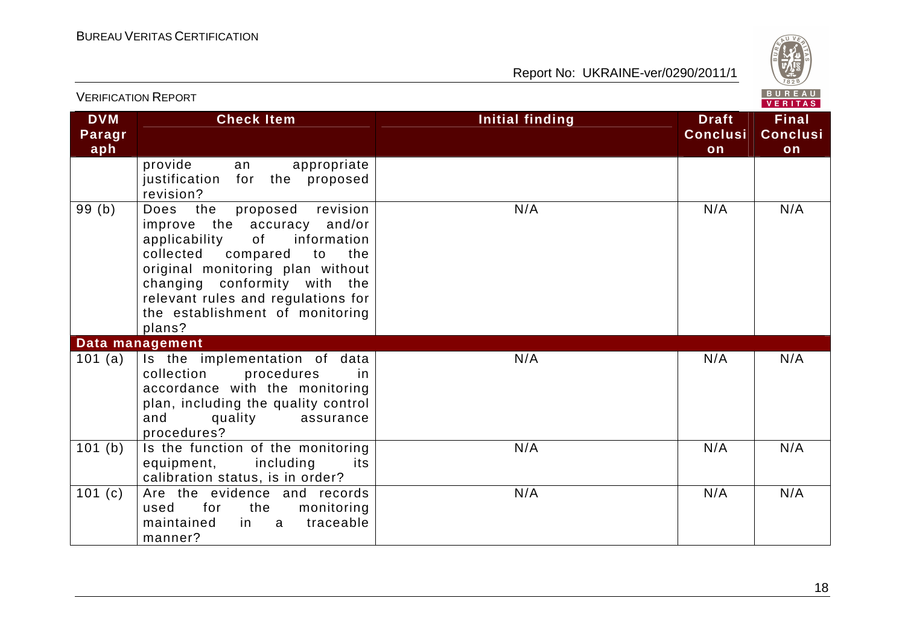| DVM Paragraph | Check Item | Initial finding | Draft Conclusion | Final Conclusion |
|---|---|---|---|---|
| | provide an appropriate justification for the proposed revision? | | | |
| 99 (b) | Does the proposed revision improve the accuracy and/or applicability of information collected compared to the original monitoring plan without changing conformity with the relevant rules and regulations for the establishment of monitoring plans? | N/A | N/A | N/A |
| **Data management** | | | | |
| 101 (a) | Is the implementation of data collection procedures in accordance with the monitoring plan, including the quality control and quality assurance procedures? | N/A | N/A | N/A |
| 101 (b) | Is the function of the monitoring equipment, including its calibration status, is in order? | N/A | N/A | N/A |
| 101 (c) | Are the evidence and records used for the monitoring maintained in a traceable manner? | N/A | N/A | N/A |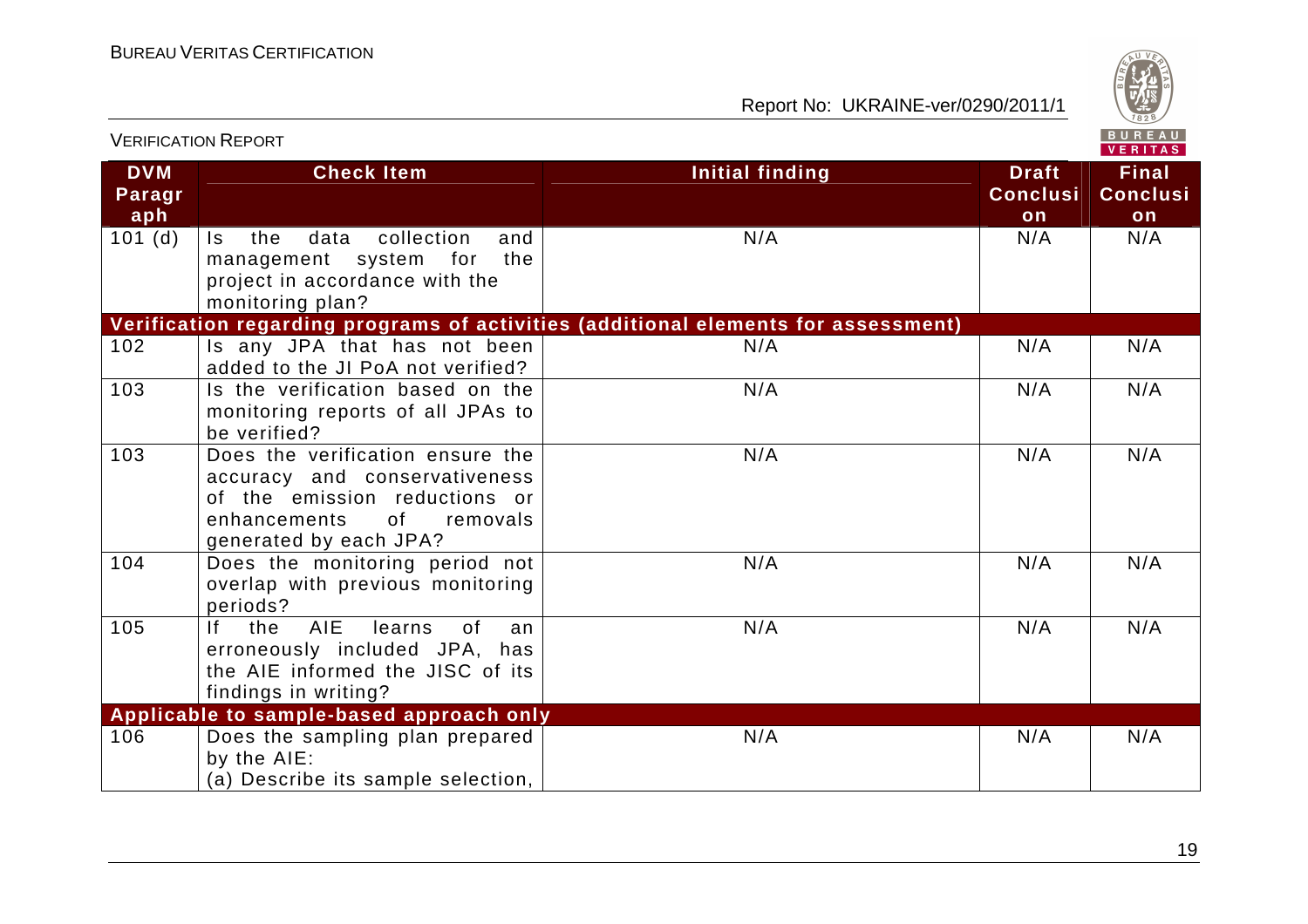| DVM Paragraph | Check Item | Initial finding | Draft Conclusion | Final Conclusion |
|---|---|---|---|---|
| 101 (d) | Is the data collection and management system for the project in accordance with the monitoring plan? | N/A | N/A | N/A |
| **Verification regarding programs of activities (additional elements for assessment)** | | | | |
| 102 | Is any JPA that has not been added to the JI PoA not verified? | N/A | N/A | N/A |
| 103 | Is the verification based on the monitoring reports of all JPAs to be verified? | N/A | N/A | N/A |
| 103 | Does the verification ensure the accuracy and conservativeness of the emission reductions or enhancements of removals generated by each JPA? | N/A | N/A | N/A |
| 104 | Does the monitoring period not overlap with previous monitoring periods? | N/A | N/A | N/A |
| 105 | If the AIE learns of an erroneously included JPA, has the AIE informed the JISC of its findings in writing? | N/A | N/A | N/A |
| **Applicable to sample-based approach only** | | | | |
| 106 | Does the sampling plan prepared by the AIE:<br>(a) Describe its sample selection, | N/A | N/A | N/A |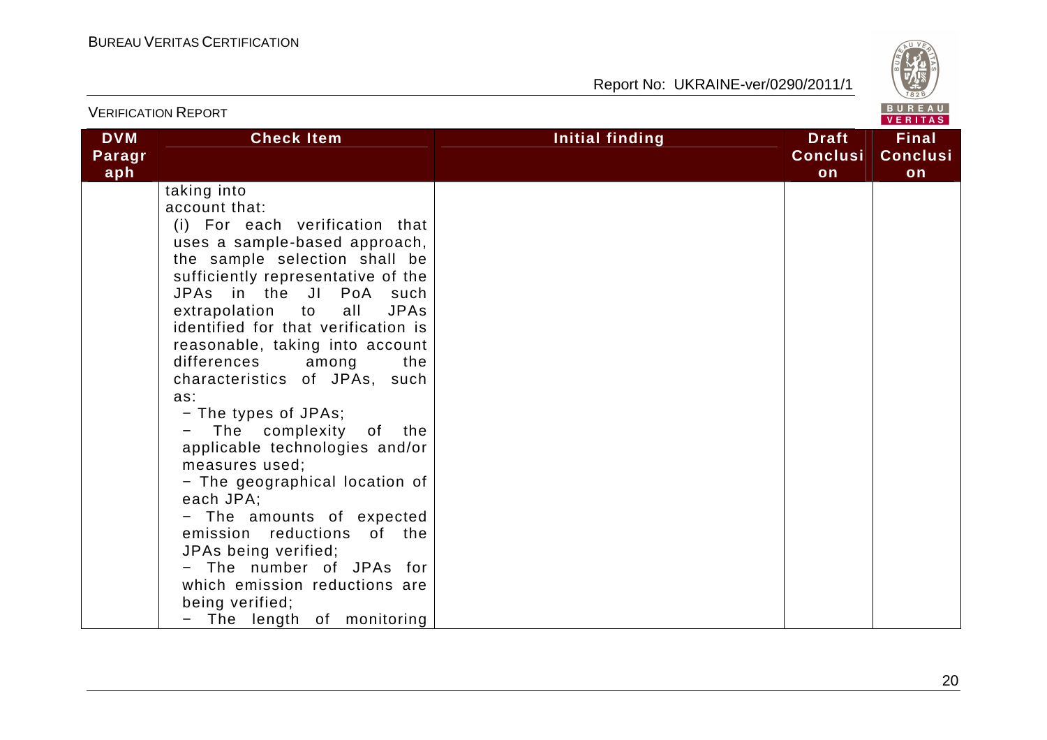| DVM Paragraph | Check Item | Initial finding | Draft Conclusion | Final Conclusion |
|---|---|---|---|---|
| | taking into account that:<br>(i) For each verification that uses a sample-based approach, the sample selection shall be sufficiently representative of the JPAs in the JI PoA such extrapolation to all JPAs identified for that verification is reasonable, taking into account differences among the characteristics of JPAs, such as:<br>− The types of JPAs;<br>− The complexity of the applicable technologies and/or measures used;<br>− The geographical location of each JPA;<br>− The amounts of expected emission reductions of the JPAs being verified;<br>− The number of JPAs for which emission reductions are being verified;<br>− The length of monitoring | | | |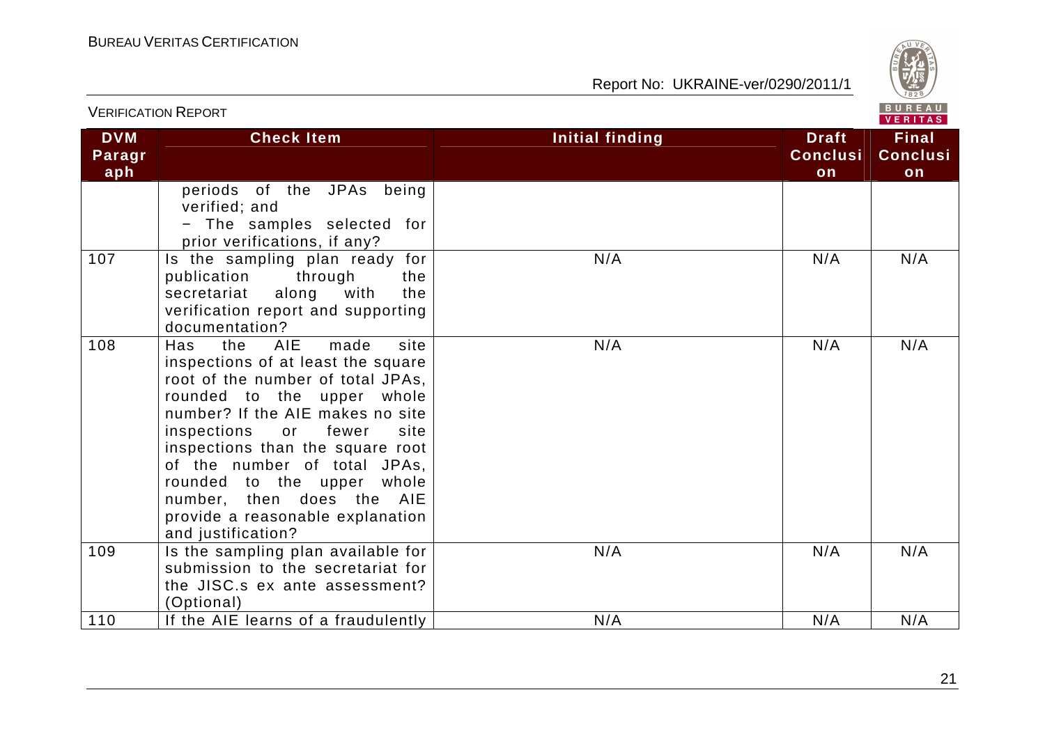| DVM Paragraph | Check Item | Initial finding | Draft Conclusion | Final Conclusion |
|---|---|---|---|---|
| | periods of the JPAs being verified; and<br>− The samples selected for prior verifications, if any? | | | |
| 107 | Is the sampling plan ready for publication through the secretariat along with the verification report and supporting documentation? | N/A | N/A | N/A |
| 108 | Has the AIE made site inspections of at least the square root of the number of total JPAs, rounded to the upper whole number? If the AIE makes no site inspections or fewer site inspections than the square root of the number of total JPAs, rounded to the upper whole number, then does the AIE provide a reasonable explanation and justification? | N/A | N/A | N/A |
| 109 | Is the sampling plan available for submission to the secretariat for the JISC.s ex ante assessment? (Optional) | N/A | N/A | N/A |
| 110 | If the AIE learns of a fraudulently | N/A | N/A | N/A |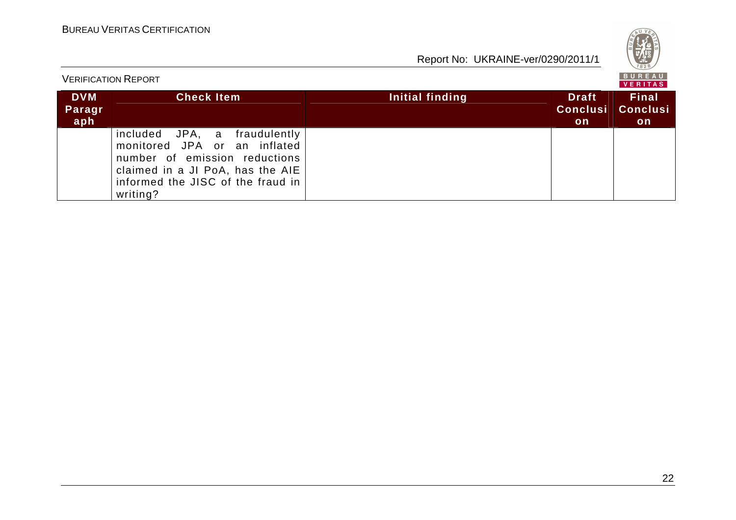| DVM Paragraph | Check Item | Initial finding | Draft Conclusion | Final Conclusion |
|---|---|---|---|---|
| | included JPA, a fraudulently monitored JPA or an inflated number of emission reductions claimed in a JI PoA, has the AIE informed the JISC of the fraud in writing? | | | |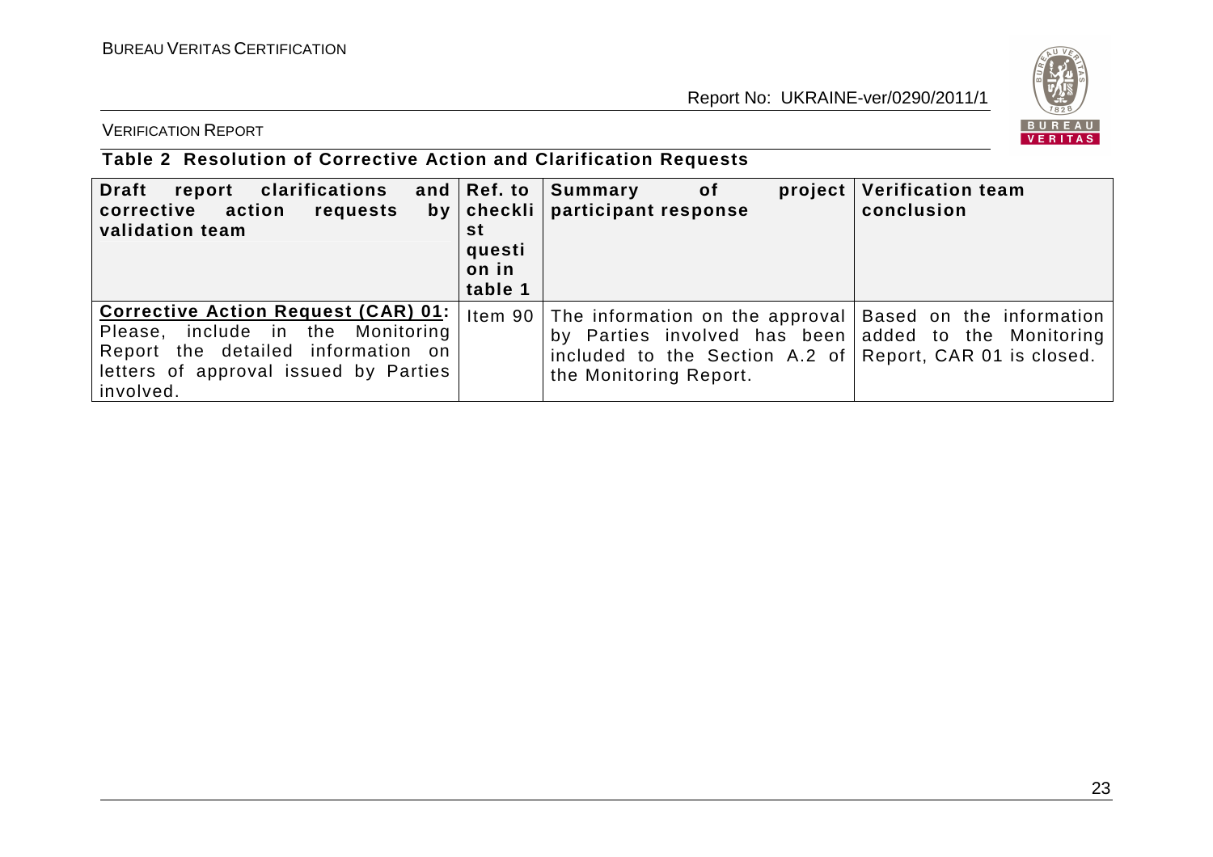**Table 2 Resolution of Corrective Action and Clarification Requests**

| Draft report clarifications and corrective action requests by validation team | Ref. to checklist question in table 1 | Summary of project participant response | Verification team conclusion |
|---|---|---|---|
| **Corrective Action Request (CAR) 01:** Please, include in the Monitoring Report the detailed information on letters of approval issued by Parties involved. | Item 90 | The information on the approval by Parties involved has been included to the Section A.2 of the Monitoring Report. | Based on the information added to the Monitoring Report, CAR 01 is closed. |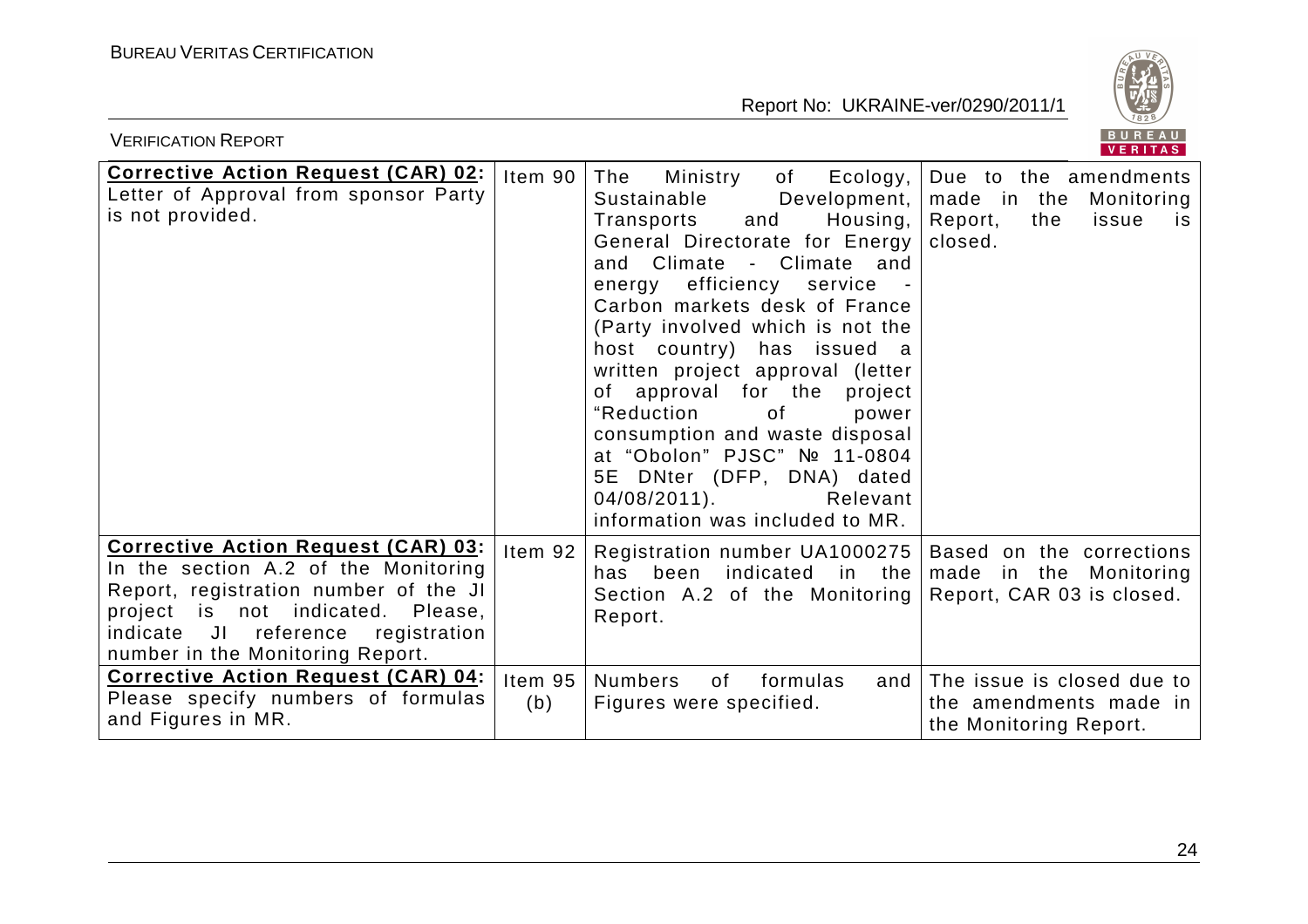| **Corrective Action Request (CAR) 02:** Letter of Approval from sponsor Party is not provided. | Item 90 | The Ministry of Ecology, Sustainable Development, Transports and Housing, General Directorate for Energy and Climate - Climate and energy efficiency service - Carbon markets desk of France (Party involved which is not the host country) has issued a written project approval (letter of approval for the project "Reduction of power consumption and waste disposal at "Obolon" PJSC" № 11-0804 5E DNter (DFP, DNA) dated 04/08/2011). Relevant information was included to MR. | Due to the amendments made in the Monitoring Report, the issue is closed. |
|---|---|---|---|
| **Corrective Action Request (CAR) 03:** In the section A.2 of the Monitoring Report, registration number of the JI project is not indicated. Please, indicate JI reference registration number in the Monitoring Report. | Item 92 | Registration number UA1000275 has been indicated in the Section A.2 of the Monitoring Report. | Based on the corrections made in the Monitoring Report, CAR 03 is closed. |
| **Corrective Action Request (CAR) 04:** Please specify numbers of formulas and Figures in MR. | Item 95 (b) | Numbers of formulas and Figures were specified. | The issue is closed due to the amendments made in the Monitoring Report. |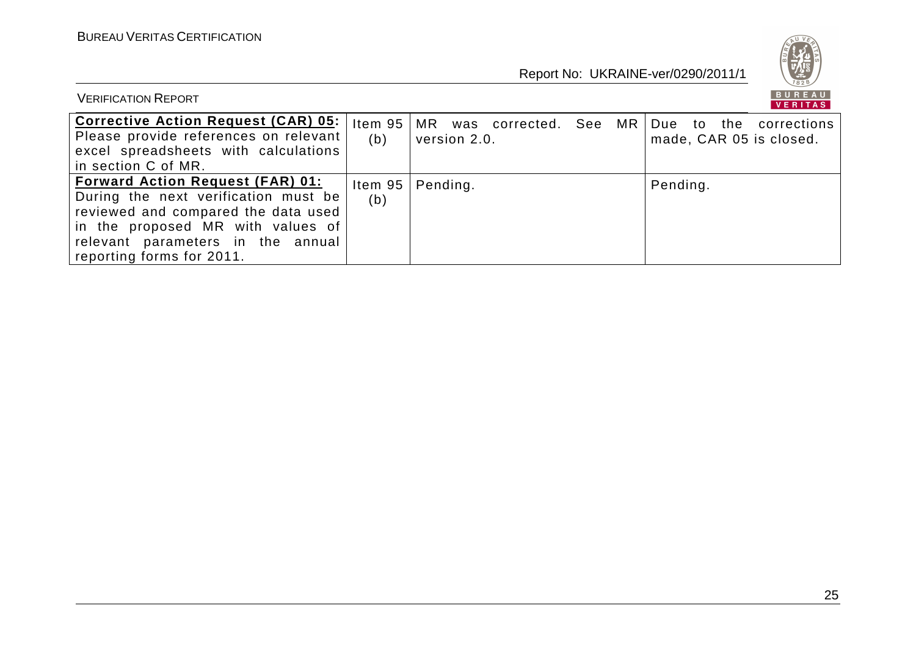| | | | |
|---|---|---|---|
| **Corrective Action Request (CAR) 05:** Please provide references on relevant excel spreadsheets with calculations in section C of MR. | Item 95 (b) | MR was corrected. See MR version 2.0. | Due to the corrections made, CAR 05 is closed. |
| **Forward Action Request (FAR) 01:** During the next verification must be reviewed and compared the data used in the proposed MR with values of relevant parameters in the annual reporting forms for 2011. | Item 95 (b) | Pending. | Pending. |